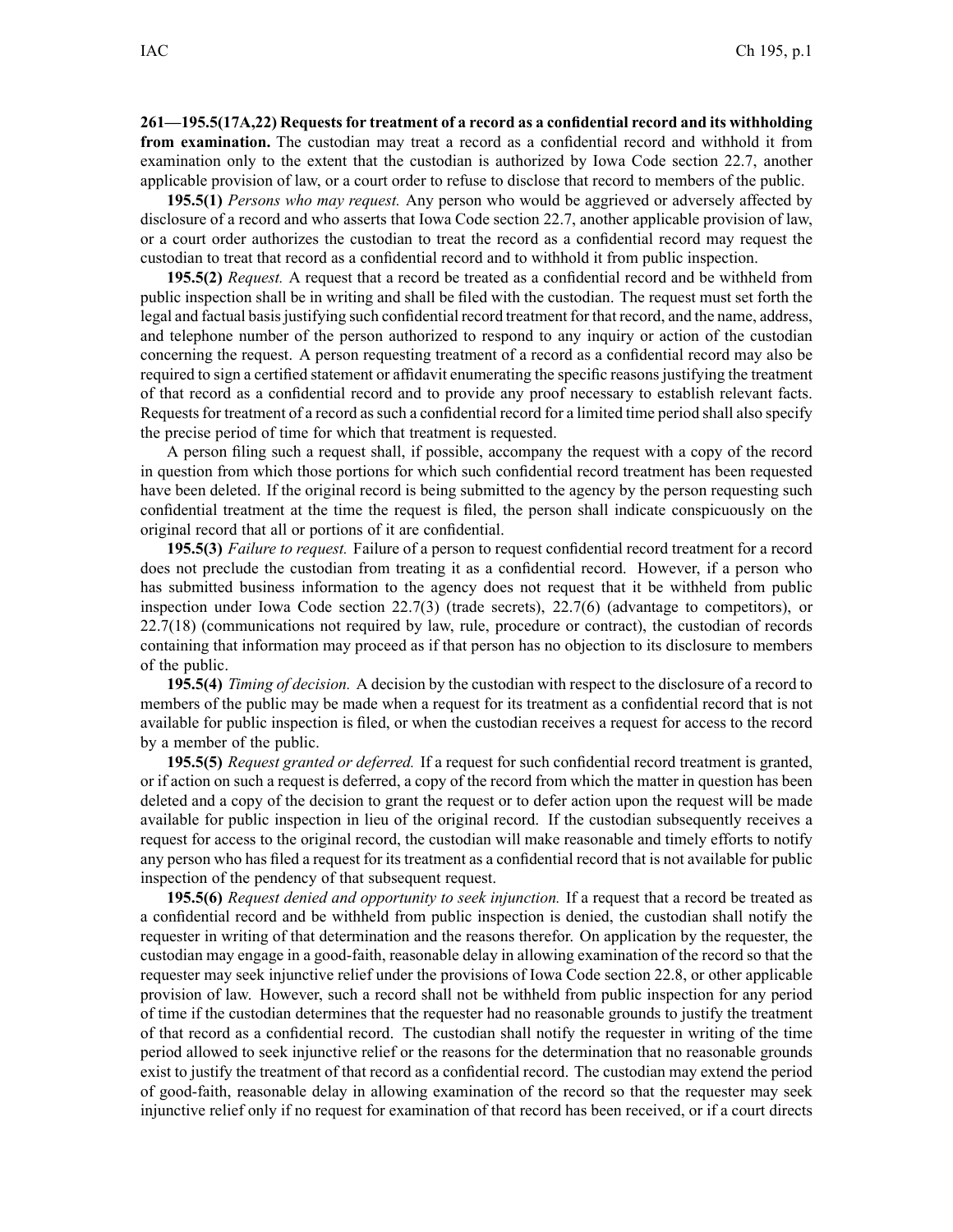**261—195.5(17A,22) Requests for treatment of a record as a confidential record and its withholding from examination.** The custodian may treat a record as a confidential record and withhold it from examination only to the extent that the custodian is authorized by Iowa Code section 22.7, another applicable provision of law, or a court order to refuse to disclose that record to members of the public.

**195.5(1)** *Persons who may request.* Any person who would be aggrieved or adversely affected by disclosure of a record and who asserts that Iowa Code section 22.7, another applicable provision of law, or a court order authorizes the custodian to treat the record as a confidential record may request the custodian to treat that record as a confidential record and to withhold it from public inspection.

**195.5(2)** *Request.* A request that a record be treated as a confidential record and be withheld from public inspection shall be in writing and shall be filed with the custodian. The request must set forth the legal and factual basis justifying such confidential record treatment for that record, and the name, address, and telephone number of the person authorized to respond to any inquiry or action of the custodian concerning the request. A person requesting treatment of a record as a confidential record may also be required to sign a certified statement or affidavit enumerating the specific reasons justifying the treatment of that record as a confidential record and to provide any proof necessary to establish relevant facts. Requests for treatment of a record as such a confidential record for a limited time period shall also specify the precise period of time for which that treatment is requested.

A person filing such a request shall, if possible, accompany the request with a copy of the record in question from which those portions for which such confidential record treatment has been requested have been deleted. If the original record is being submitted to the agency by the person requesting such confidential treatment at the time the request is filed, the person shall indicate conspicuously on the original record that all or portions of it are confidential.

**195.5(3)** *Failure to request.* Failure of a person to request confidential record treatment for a record does not preclude the custodian from treating it as a confidential record. However, if a person who has submitted business information to the agency does not request that it be withheld from public inspection under Iowa Code section 22.7(3) (trade secrets), 22.7(6) (advantage to competitors), or 22.7(18) (communications not required by law, rule, procedure or contract), the custodian of records containing that information may proceed as if that person has no objection to its disclosure to members of the public.

**195.5(4)** *Timing of decision.* A decision by the custodian with respect to the disclosure of a record to members of the public may be made when a request for its treatment as a confidential record that is not available for public inspection is filed, or when the custodian receives a request for access to the record by a member of the public.

**195.5(5)** *Request granted or deferred.* If a request for such confidential record treatment is granted, or if action on such a request is deferred, a copy of the record from which the matter in question has been deleted and a copy of the decision to grant the request or to defer action upon the request will be made available for public inspection in lieu of the original record. If the custodian subsequently receives a request for access to the original record, the custodian will make reasonable and timely efforts to notify any person who has filed a request for its treatment as a confidential record that is not available for public inspection of the pendency of that subsequent request.

**195.5(6)** *Request denied and opportunity to seek injunction.* If a request that a record be treated as a confidential record and be withheld from public inspection is denied, the custodian shall notify the requester in writing of that determination and the reasons therefor. On application by the requester, the custodian may engage in a good-faith, reasonable delay in allowing examination of the record so that the requester may seek injunctive relief under the provisions of Iowa Code section 22.8, or other applicable provision of law. However, such a record shall not be withheld from public inspection for any period of time if the custodian determines that the requester had no reasonable grounds to justify the treatment of that record as a confidential record. The custodian shall notify the requester in writing of the time period allowed to seek injunctive relief or the reasons for the determination that no reasonable grounds exist to justify the treatment of that record as a confidential record. The custodian may extend the period of good-faith, reasonable delay in allowing examination of the record so that the requester may seek injunctive relief only if no request for examination of that record has been received, or if a court directs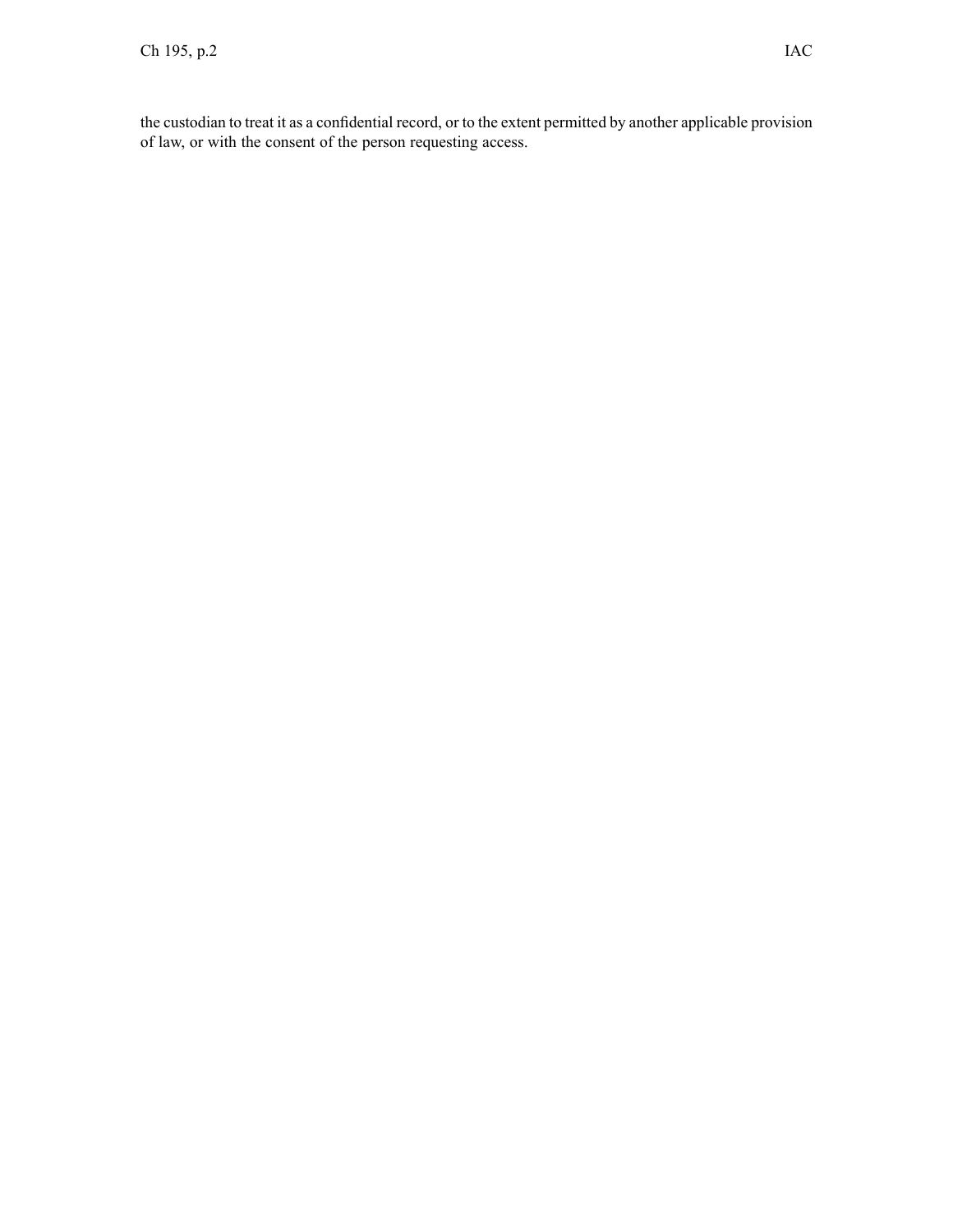the custodian to treat it as a confidential record, or to the extent permitted by another applicable provision of law, or with the consent of the person requesting access.